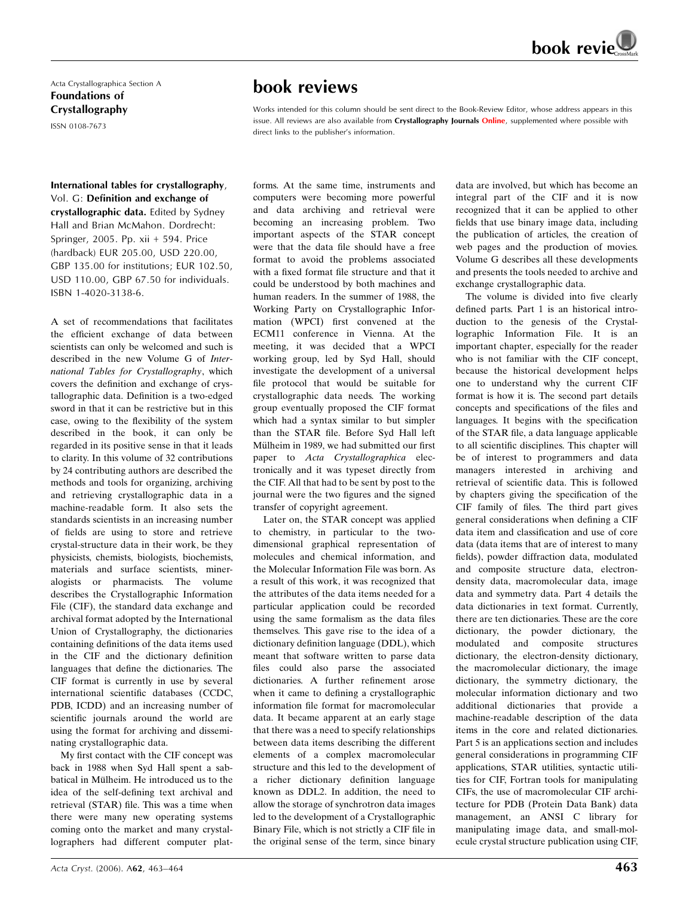Acta Crystallographica Section A
**Foundations of Crystallography**
ISSN 0108-7673

# book reviews

Works intended for this column should be sent direct to the Book-Review Editor, whose address appears in this issue. All reviews are also available from **Crystallography Journals Online**, supplemented where possible with direct links to the publisher's information.

**International tables for crystallography**, Vol. G: **Definition and exchange of crystallographic data.** Edited by Sydney Hall and Brian McMahon. Dordrecht: Springer, 2005. Pp. xii + 594. Price (hardback) EUR 205.00, USD 220.00, GBP 135.00 for institutions; EUR 102.50, USD 110.00, GBP 67.50 for individuals. ISBN 1-4020-3138-6.

A set of recommendations that facilitates the efficient exchange of data between scientists can only be welcomed and such is described in the new Volume G of *International Tables for Crystallography*, which covers the definition and exchange of crystallographic data. Definition is a two-edged sword in that it can be restrictive but in this case, owing to the flexibility of the system described in the book, it can only be regarded in its positive sense in that it leads to clarity. In this volume of 32 contributions by 24 contributing authors are described the methods and tools for organizing, archiving and retrieving crystallographic data in a machine-readable form. It also sets the standards scientists in an increasing number of fields are using to store and retrieve crystal-structure data in their work, be they physicists, chemists, biologists, biochemists, materials and surface scientists, mineralogists or pharmacists. The volume describes the Crystallographic Information File (CIF), the standard data exchange and archival format adopted by the International Union of Crystallography, the dictionaries containing definitions of the data items used in the CIF and the dictionary definition languages that define the dictionaries. The CIF format is currently in use by several international scientific databases (CCDC, PDB, ICDD) and an increasing number of scientific journals around the world are using the format for archiving and disseminating crystallographic data.

My first contact with the CIF concept was back in 1988 when Syd Hall spent a sabbatical in Mülheim. He introduced us to the idea of the self-defining text archival and retrieval (STAR) file. This was a time when there were many new operating systems coming onto the market and many crystallographers had different computer platforms. At the same time, instruments and computers were becoming more powerful and data archiving and retrieval were becoming an increasing problem. Two important aspects of the STAR concept were that the data file should have a free format to avoid the problems associated with a fixed format file structure and that it could be understood by both machines and human readers. In the summer of 1988, the Working Party on Crystallographic Information (WPCI) first convened at the ECM11 conference in Vienna. At the meeting, it was decided that a WPCI working group, led by Syd Hall, should investigate the development of a universal file protocol that would be suitable for crystallographic data needs. The working group eventually proposed the CIF format which had a syntax similar to but simpler than the STAR file. Before Syd Hall left Mülheim in 1989, we had submitted our first paper to *Acta Crystallographica* electronically and it was typeset directly from the CIF. All that had to be sent by post to the journal were the two figures and the signed transfer of copyright agreement.

Later on, the STAR concept was applied to chemistry, in particular to the two-dimensional graphical representation of molecules and chemical information, and the Molecular Information File was born. As a result of this work, it was recognized that the attributes of the data items needed for a particular application could be recorded using the same formalism as the data files themselves. This gave rise to the idea of a dictionary definition language (DDL), which meant that software written to parse data files could also parse the associated dictionaries. A further refinement arose when it came to defining a crystallographic information file format for macromolecular data. It became apparent at an early stage that there was a need to specify relationships between data items describing the different elements of a complex macromolecular structure and this led to the development of a richer dictionary definition language known as DDL2. In addition, the need to allow the storage of synchrotron data images led to the development of a Crystallographic Binary File, which is not strictly a CIF file in the original sense of the term, since binary data are involved, but which has become an integral part of the CIF and it is now recognized that it can be applied to other fields that use binary image data, including the publication of articles, the creation of web pages and the production of movies. Volume G describes all these developments and presents the tools needed to archive and exchange crystallographic data.

The volume is divided into five clearly defined parts. Part 1 is an historical introduction to the genesis of the Crystallographic Information File. It is an important chapter, especially for the reader who is not familiar with the CIF concept, because the historical development helps one to understand why the current CIF format is how it is. The second part details concepts and specifications of the files and languages. It begins with the specification of the STAR file, a data language applicable to all scientific disciplines. This chapter will be of interest to programmers and data managers interested in archiving and retrieval of scientific data. This is followed by chapters giving the specification of the CIF family of files. The third part gives general considerations when defining a CIF data item and classification and use of core data (data items that are of interest to many fields), powder diffraction data, modulated and composite structure data, electron-density data, macromolecular data, image data and symmetry data. Part 4 details the data dictionaries in text format. Currently, there are ten dictionaries. These are the core dictionary, the powder dictionary, the modulated and composite structures dictionary, the electron-density dictionary, the macromolecular dictionary, the image dictionary, the symmetry dictionary, the molecular information dictionary and two additional dictionaries that provide a machine-readable description of the data items in the core and related dictionaries. Part 5 is an applications section and includes general considerations in programming CIF applications, STAR utilities, syntactic utilities for CIF, Fortran tools for manipulating CIFs, the use of macromolecular CIF architecture for PDB (Protein Data Bank) data management, an ANSI C library for manipulating image data, and small-molecule crystal structure publication using CIF,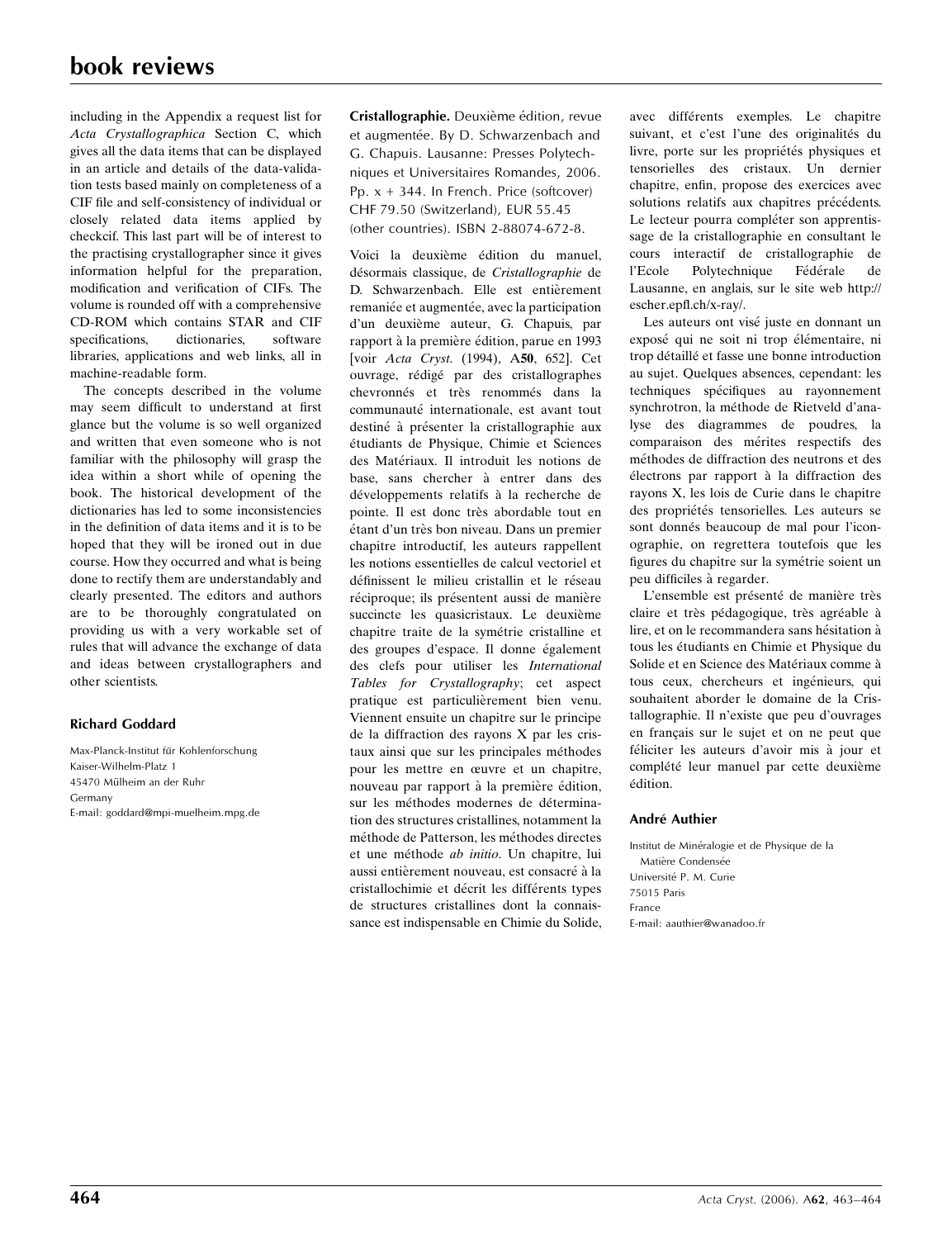including in the Appendix a request list for *Acta Crystallographica* Section C, which gives all the data items that can be displayed in an article and details of the data-validation tests based mainly on completeness of a CIF file and self-consistency of individual or closely related data items applied by checkcif. This last part will be of interest to the practising crystallographer since it gives information helpful for the preparation, modification and verification of CIFs. The volume is rounded off with a comprehensive CD-ROM which contains STAR and CIF specifications, dictionaries, software libraries, applications and web links, all in machine-readable form.

The concepts described in the volume may seem difficult to understand at first glance but the volume is so well organized and written that even someone who is not familiar with the philosophy will grasp the idea within a short while of opening the book. The historical development of the dictionaries has led to some inconsistencies in the definition of data items and it is to be hoped that they will be ironed out in due course. How they occurred and what is being done to rectify them are understandably and clearly presented. The editors and authors are to be thoroughly congratulated on providing us with a very workable set of rules that will advance the exchange of data and ideas between crystallographers and other scientists.

**Richard Goddard**

Max-Planck-Institut für Kohlenforschung
Kaiser-Wilhelm-Platz 1
45470 Mülheim an der Ruhr
Germany
E-mail: goddard@mpi-muelheim.mpg.de

**Cristallographie.** Deuxième édition, revue et augmentée. By D. Schwarzenbach and G. Chapuis. Lausanne: Presses Polytechniques et Universitaires Romandes, 2006. Pp. x + 344. In French. Price (softcover) CHF 79.50 (Switzerland), EUR 55.45 (other countries). ISBN 2-88074-672-8.

Voici la deuxième édition du manuel, désormais classique, de *Cristallographie* de D. Schwarzenbach. Elle est entièrement remaniée et augmentée, avec la participation d'un deuxième auteur, G. Chapuis, par rapport à la première édition, parue en 1993 [voir *Acta Cryst.* (1994), A**50**, 652]. Cet ouvrage, rédigé par des cristallographes chevronnés et très renommés dans la communauté internationale, est avant tout destiné à présenter la cristallographie aux étudiants de Physique, Chimie et Sciences des Matériaux. Il introduit les notions de base, sans chercher à entrer dans des développements relatifs à la recherche de pointe. Il est donc très abordable tout en étant d'un très bon niveau. Dans un premier chapitre introductif, les auteurs rappellent les notions essentielles de calcul vectoriel et définissent le milieu cristallin et le réseau réciproque; ils présentent aussi de manière succincte les quasicristaux. Le deuxième chapitre traite de la symétrie cristalline et des groupes d'espace. Il donne également des clefs pour utiliser les *International Tables for Crystallography*; cet aspect pratique est particulièrement bien venu. Viennent ensuite un chapitre sur le principe de la diffraction des rayons X par les cristaux ainsi que sur les principales méthodes pour les mettre en œuvre et un chapitre, nouveau par rapport à la première édition, sur les méthodes modernes de détermination des structures cristallines, notamment la méthode de Patterson, les méthodes directes et une méthode *ab initio*. Un chapitre, lui aussi entièrement nouveau, est consacré à la cristallochimie et décrit les différents types de structures cristallines dont la connaissance est indispensable en Chimie du Solide, avec différents exemples. Le chapitre suivant, et c'est l'une des originalités du livre, porte sur les propriétés physiques et tensorielles des cristaux. Un dernier chapitre, enfin, propose des exercices avec solutions relatifs aux chapitres précédents. Le lecteur pourra compléter son apprentissage de la cristallographie en consultant le cours interactif de cristallographie de l'Ecole Polytechnique Fédérale de Lausanne, en anglais, sur le site web http://escher.epfl.ch/x-ray/.

Les auteurs ont visé juste en donnant un exposé qui ne soit ni trop élémentaire, ni trop détaillé et fasse une bonne introduction au sujet. Quelques absences, cependant: les techniques spécifiques au rayonnement synchrotron, la méthode de Rietveld d'analyse des diagrammes de poudres, la comparaison des mérites respectifs des méthodes de diffraction des neutrons et des électrons par rapport à la diffraction des rayons X, les lois de Curie dans le chapitre des propriétés tensorielles. Les auteurs se sont donnés beaucoup de mal pour l'iconographie, on regrettera toutefois que les figures du chapitre sur la symétrie soient un peu difficiles à regarder.

L'ensemble est présenté de manière très claire et très pédagogique, très agréable à lire, et on le recommandera sans hésitation à tous les étudiants en Chimie et Physique du Solide et en Science des Matériaux comme à tous ceux, chercheurs et ingénieurs, qui souhaitent aborder le domaine de la Cristallographie. Il n'existe que peu d'ouvrages en français sur le sujet et on ne peut que féliciter les auteurs d'avoir mis à jour et complété leur manuel par cette deuxième édition.

**André Authier**

Institut de Minéralogie et de Physique de la Matière Condensée
Université P. M. Curie
75015 Paris
France
E-mail: aauthier@wanadoo.fr